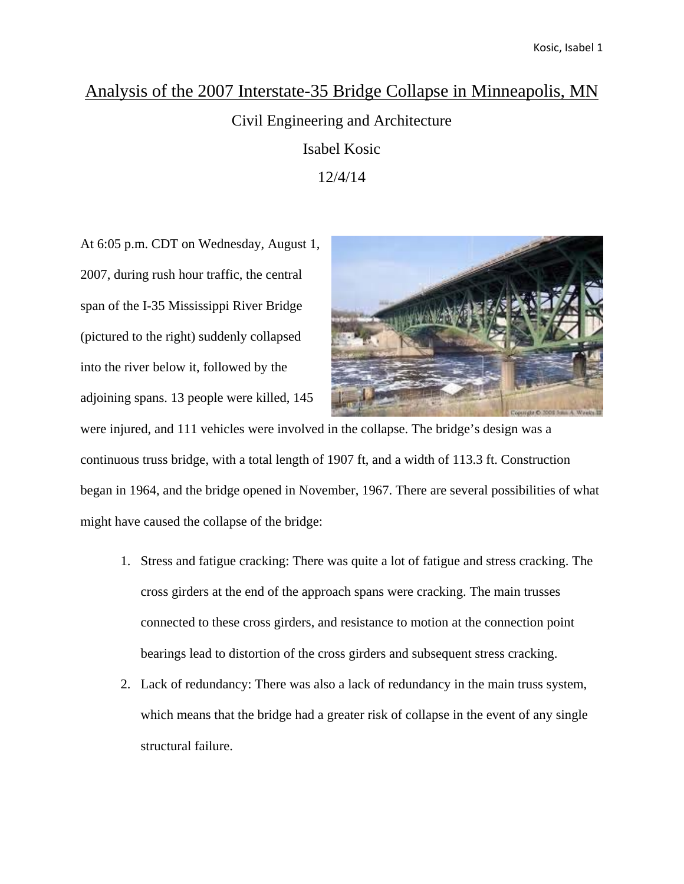# Analysis of the 2007 Interstate-35 Bridge Collapse in Minneapolis, MN

Civil Engineering and Architecture

Isabel Kosic

12/4/14

At 6:05 p.m. CDT on Wednesday, August 1, 2007, during rush hour traffic, the central span of the I-35 Mississippi River Bridge (pictured to the right) suddenly collapsed into the river below it, followed by the adjoining spans. 13 people were killed, 145 were injured, and 111 vehicles were involved in the collapse. The bridge's design was a continuous truss bridge, with a total length of 1907 ft, and a width of 113.3 ft. Construction began in 1964, and the bridge opened in November, 1967. There are several possibilities of what might have caused the collapse of the bridge:

1. Stress and fatigue cracking: There was quite a lot of fatigue and stress cracking. The cross girders at the end of the approach spans were cracking. The main trusses connected to these cross girders, and resistance to motion at the connection point bearings lead to distortion of the cross girders and subsequent stress cracking.
2. Lack of redundancy: There was also a lack of redundancy in the main truss system, which means that the bridge had a greater risk of collapse in the event of any single structural failure.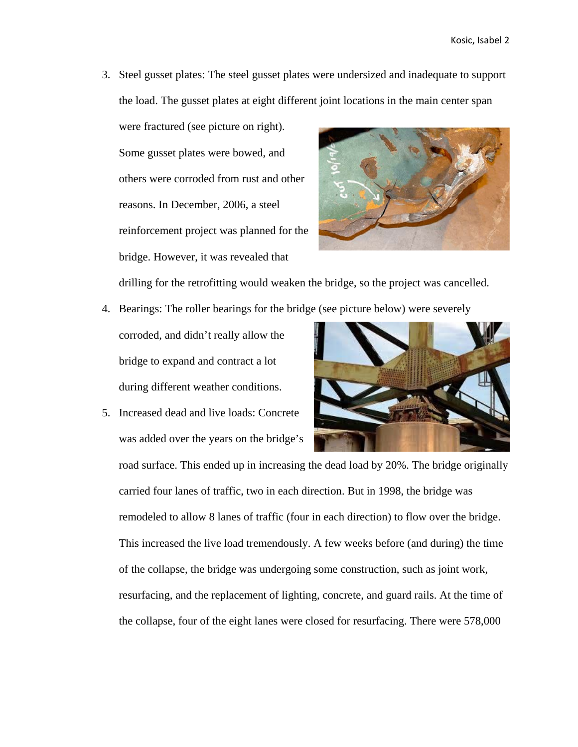3. Steel gusset plates: The steel gusset plates were undersized and inadequate to support the load. The gusset plates at eight different joint locations in the main center span were fractured (see picture on right). Some gusset plates were bowed, and others were corroded from rust and other reasons. In December, 2006, a steel reinforcement project was planned for the bridge. However, it was revealed that drilling for the retrofitting would weaken the bridge, so the project was cancelled.
4. Bearings: The roller bearings for the bridge (see picture below) were severely corroded, and didn't really allow the bridge to expand and contract a lot during different weather conditions.
5. Increased dead and live loads: Concrete was added over the years on the bridge's road surface. This ended up in increasing the dead load by 20%. The bridge originally carried four lanes of traffic, two in each direction. But in 1998, the bridge was remodeled to allow 8 lanes of traffic (four in each direction) to flow over the bridge. This increased the live load tremendously. A few weeks before (and during) the time of the collapse, the bridge was undergoing some construction, such as joint work, resurfacing, and the replacement of lighting, concrete, and guard rails. At the time of the collapse, four of the eight lanes were closed for resurfacing. There were 578,000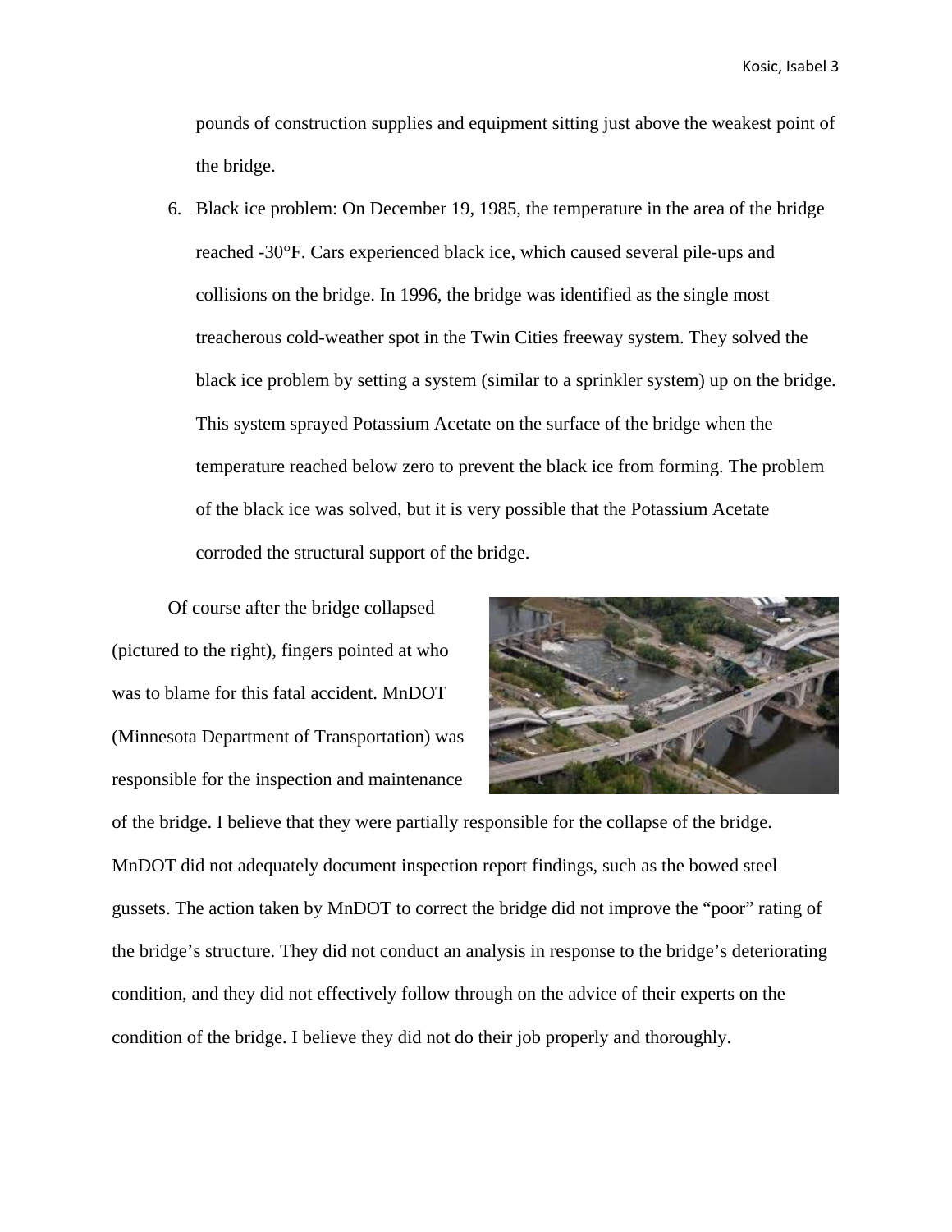pounds of construction supplies and equipment sitting just above the weakest point of the bridge.

6. Black ice problem: On December 19, 1985, the temperature in the area of the bridge reached -30°F. Cars experienced black ice, which caused several pile-ups and collisions on the bridge. In 1996, the bridge was identified as the single most treacherous cold-weather spot in the Twin Cities freeway system. They solved the black ice problem by setting a system (similar to a sprinkler system) up on the bridge. This system sprayed Potassium Acetate on the surface of the bridge when the temperature reached below zero to prevent the black ice from forming. The problem of the black ice was solved, but it is very possible that the Potassium Acetate corroded the structural support of the bridge.

Of course after the bridge collapsed (pictured to the right), fingers pointed at who was to blame for this fatal accident. MnDOT (Minnesota Department of Transportation) was responsible for the inspection and maintenance of the bridge. I believe that they were partially responsible for the collapse of the bridge. MnDOT did not adequately document inspection report findings, such as the bowed steel gussets. The action taken by MnDOT to correct the bridge did not improve the "poor" rating of the bridge's structure. They did not conduct an analysis in response to the bridge's deteriorating condition, and they did not effectively follow through on the advice of their experts on the condition of the bridge. I believe they did not do their job properly and thoroughly.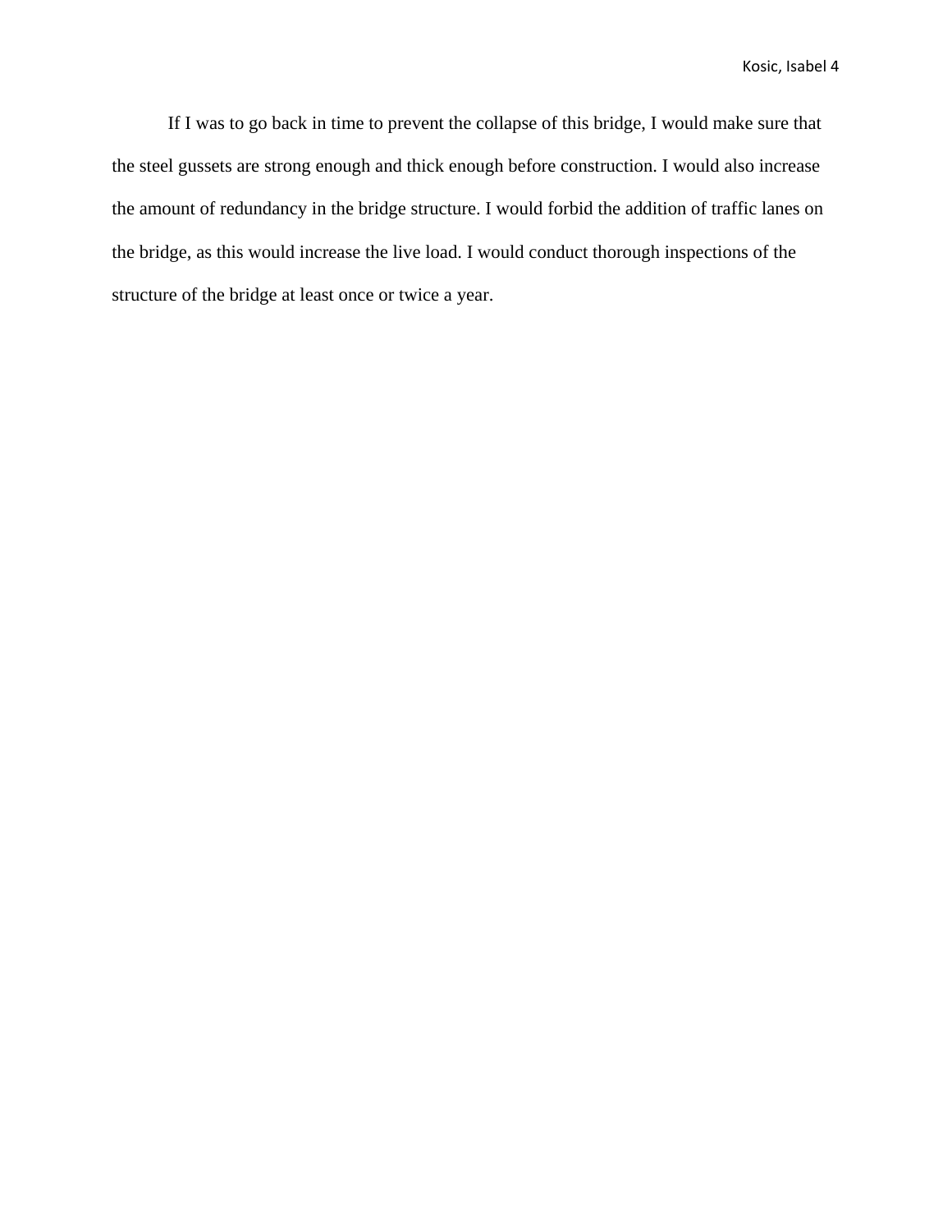If I was to go back in time to prevent the collapse of this bridge, I would make sure that the steel gussets are strong enough and thick enough before construction. I would also increase the amount of redundancy in the bridge structure. I would forbid the addition of traffic lanes on the bridge, as this would increase the live load. I would conduct thorough inspections of the structure of the bridge at least once or twice a year.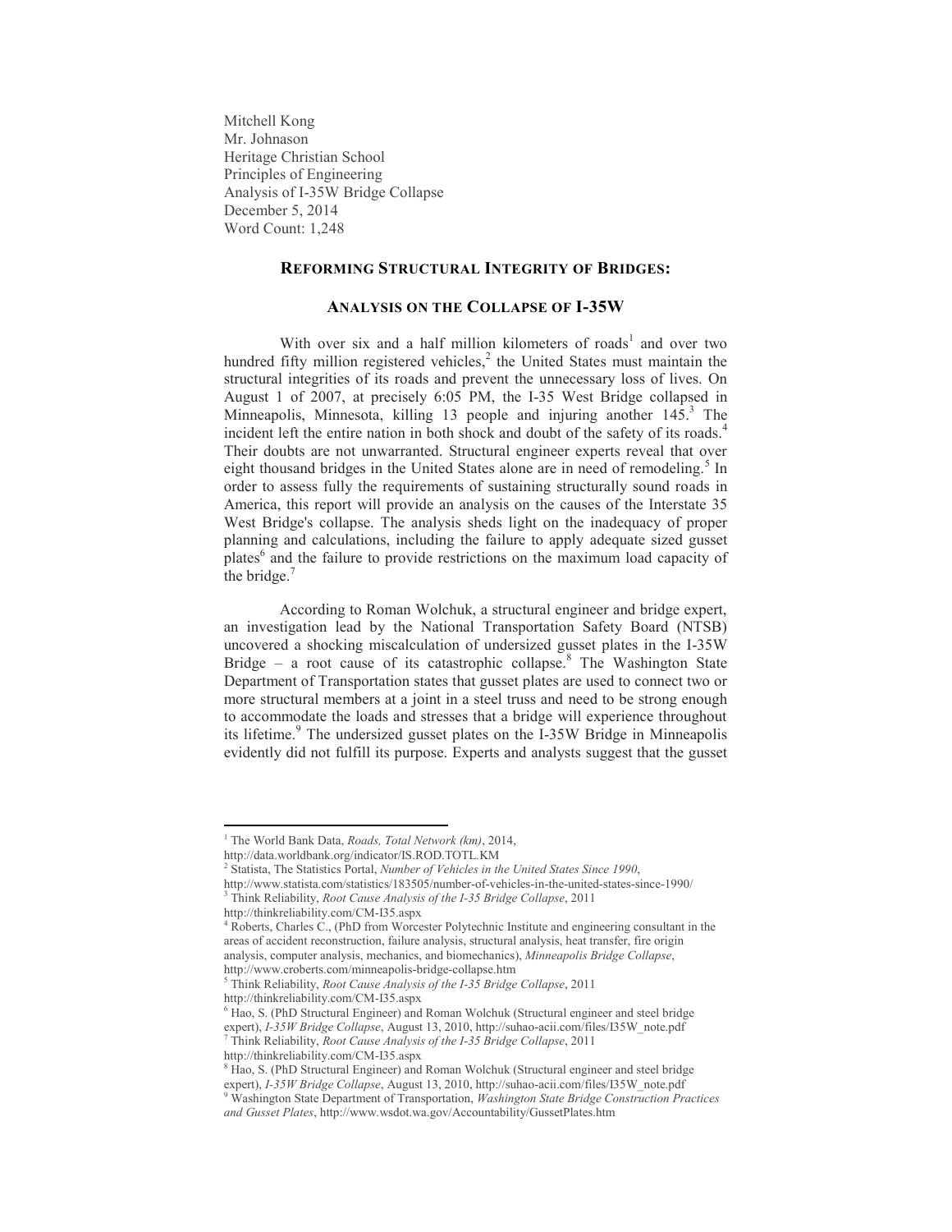Mitchell Kong
Mr. Johnason
Heritage Christian School
Principles of Engineering
Analysis of I-35W Bridge Collapse
December 5, 2014
Word Count: 1,248

## REFORMING STRUCTURAL INTEGRITY OF BRIDGES:

## ANALYSIS ON THE COLLAPSE OF I-35W

With over six and a half million kilometers of roads[1] and over two hundred fifty million registered vehicles,[2] the United States must maintain the structural integrities of its roads and prevent the unnecessary loss of lives. On August 1 of 2007, at precisely 6:05 PM, the I-35 West Bridge collapsed in Minneapolis, Minnesota, killing 13 people and injuring another 145.[3] The incident left the entire nation in both shock and doubt of the safety of its roads.[4] Their doubts are not unwarranted. Structural engineer experts reveal that over eight thousand bridges in the United States alone are in need of remodeling.[5] In order to assess fully the requirements of sustaining structurally sound roads in America, this report will provide an analysis on the causes of the Interstate 35 West Bridge's collapse. The analysis sheds light on the inadequacy of proper planning and calculations, including the failure to apply adequate sized gusset plates[6] and the failure to provide restrictions on the maximum load capacity of the bridge.[7]

According to Roman Wolchuk, a structural engineer and bridge expert, an investigation lead by the National Transportation Safety Board (NTSB) uncovered a shocking miscalculation of undersized gusset plates in the I-35W Bridge – a root cause of its catastrophic collapse.[8] The Washington State Department of Transportation states that gusset plates are used to connect two or more structural members at a joint in a steel truss and need to be strong enough to accommodate the loads and stresses that a bridge will experience throughout its lifetime.[9] The undersized gusset plates on the I-35W Bridge in Minneapolis evidently did not fulfill its purpose. Experts and analysts suggest that the gusset

---

[1] The World Bank Data, *Roads, Total Network (km)*, 2014, http://data.worldbank.org/indicator/IS.ROD.TOTL.KM

[2] Statista, The Statistics Portal, *Number of Vehicles in the United States Since 1990*, http://www.statista.com/statistics/183505/number-of-vehicles-in-the-united-states-since-1990/

[3] Think Reliability, *Root Cause Analysis of the I-35 Bridge Collapse*, 2011 http://thinkreliability.com/CM-I35.aspx

[4] Roberts, Charles C., (PhD from Worcester Polytechnic Institute and engineering consultant in the areas of accident reconstruction, failure analysis, structural analysis, heat transfer, fire origin analysis, computer analysis, mechanics, and biomechanics), *Minneapolis Bridge Collapse*, http://www.croberts.com/minneapolis-bridge-collapse.htm

[5] Think Reliability, *Root Cause Analysis of the I-35 Bridge Collapse*, 2011 http://thinkreliability.com/CM-I35.aspx

[6] Hao, S. (PhD Structural Engineer) and Roman Wolchuk (Structural engineer and steel bridge expert), *I-35W Bridge Collapse*, August 13, 2010, http://suhao-acii.com/files/I35W_note.pdf

[7] Think Reliability, *Root Cause Analysis of the I-35 Bridge Collapse*, 2011 http://thinkreliability.com/CM-I35.aspx

[8] Hao, S. (PhD Structural Engineer) and Roman Wolchuk (Structural engineer and steel bridge expert), *I-35W Bridge Collapse*, August 13, 2010, http://suhao-acii.com/files/I35W_note.pdf

[9] Washington State Department of Transportation, *Washington State Bridge Construction Practices and Gusset Plates*, http://www.wsdot.wa.gov/Accountability/GussetPlates.htm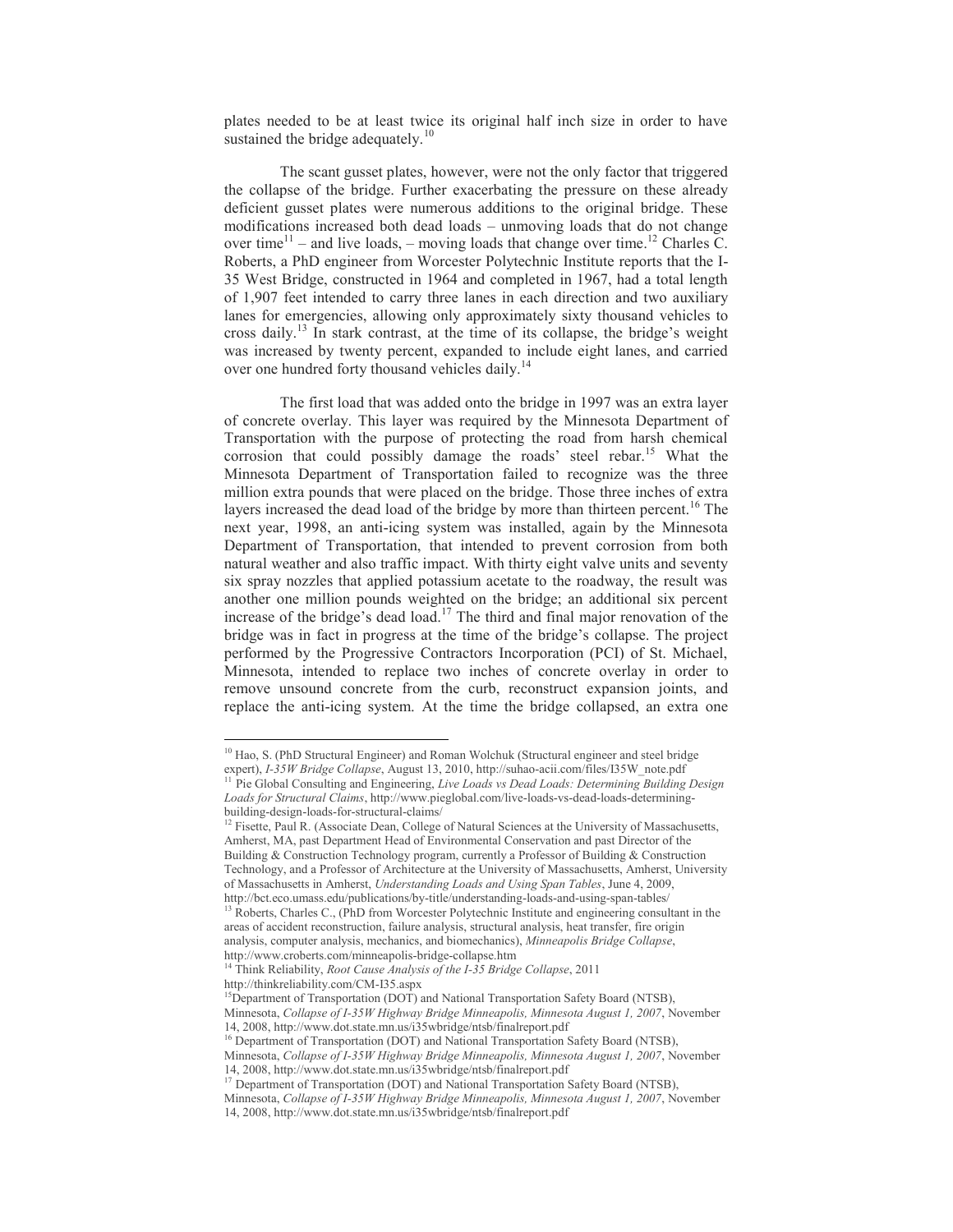plates needed to be at least twice its original half inch size in order to have sustained the bridge adequately.[10]

The scant gusset plates, however, were not the only factor that triggered the collapse of the bridge. Further exacerbating the pressure on these already deficient gusset plates were numerous additions to the original bridge. These modifications increased both dead loads – unmoving loads that do not change over time[11] – and live loads, – moving loads that change over time.[12] Charles C. Roberts, a PhD engineer from Worcester Polytechnic Institute reports that the I-35 West Bridge, constructed in 1964 and completed in 1967, had a total length of 1,907 feet intended to carry three lanes in each direction and two auxiliary lanes for emergencies, allowing only approximately sixty thousand vehicles to cross daily.[13] In stark contrast, at the time of its collapse, the bridge's weight was increased by twenty percent, expanded to include eight lanes, and carried over one hundred forty thousand vehicles daily.[14]

The first load that was added onto the bridge in 1997 was an extra layer of concrete overlay. This layer was required by the Minnesota Department of Transportation with the purpose of protecting the road from harsh chemical corrosion that could possibly damage the roads' steel rebar.[15] What the Minnesota Department of Transportation failed to recognize was the three million extra pounds that were placed on the bridge. Those three inches of extra layers increased the dead load of the bridge by more than thirteen percent.[16] The next year, 1998, an anti-icing system was installed, again by the Minnesota Department of Transportation, that intended to prevent corrosion from both natural weather and also traffic impact. With thirty eight valve units and seventy six spray nozzles that applied potassium acetate to the roadway, the result was another one million pounds weighted on the bridge; an additional six percent increase of the bridge's dead load.[17] The third and final major renovation of the bridge was in fact in progress at the time of the bridge's collapse. The project performed by the Progressive Contractors Incorporation (PCI) of St. Michael, Minnesota, intended to replace two inches of concrete overlay in order to remove unsound concrete from the curb, reconstruct expansion joints, and replace the anti-icing system. At the time the bridge collapsed, an extra one

---

[10] Hao, S. (PhD Structural Engineer) and Roman Wolchuk (Structural engineer and steel bridge expert), *I-35W Bridge Collapse*, August 13, 2010, http://suhao-acii.com/files/I35W_note.pdf

[11] Pie Global Consulting and Engineering, *Live Loads vs Dead Loads: Determining Building Design Loads for Structural Claims*, http://www.pieglobal.com/live-loads-vs-dead-loads-determining-building-design-loads-for-structural-claims/

[12] Fisette, Paul R. (Associate Dean, College of Natural Sciences at the University of Massachusetts, Amherst, MA, past Department Head of Environmental Conservation and past Director of the Building & Construction Technology program, currently a Professor of Building & Construction Technology, and a Professor of Architecture at the University of Massachusetts, Amherst, University of Massachusetts in Amherst, *Understanding Loads and Using Span Tables*, June 4, 2009, http://bct.eco.umass.edu/publications/by-title/understanding-loads-and-using-span-tables/

[13] Roberts, Charles C., (PhD from Worcester Polytechnic Institute and engineering consultant in the areas of accident reconstruction, failure analysis, structural analysis, heat transfer, fire origin analysis, computer analysis, mechanics, and biomechanics), *Minneapolis Bridge Collapse*, http://www.croberts.com/minneapolis-bridge-collapse.htm

[14] Think Reliability, *Root Cause Analysis of the I-35 Bridge Collapse*, 2011 http://thinkreliability.com/CM-I35.aspx

[15] Department of Transportation (DOT) and National Transportation Safety Board (NTSB), Minnesota, *Collapse of I-35W Highway Bridge Minneapolis, Minnesota August 1, 2007*, November 14, 2008, http://www.dot.state.mn.us/i35wbridge/ntsb/finalreport.pdf

[16] Department of Transportation (DOT) and National Transportation Safety Board (NTSB), Minnesota, *Collapse of I-35W Highway Bridge Minneapolis, Minnesota August 1, 2007*, November 14, 2008, http://www.dot.state.mn.us/i35wbridge/ntsb/finalreport.pdf

[17] Department of Transportation (DOT) and National Transportation Safety Board (NTSB), Minnesota, *Collapse of I-35W Highway Bridge Minneapolis, Minnesota August 1, 2007*, November 14, 2008, http://www.dot.state.mn.us/i35wbridge/ntsb/finalreport.pdf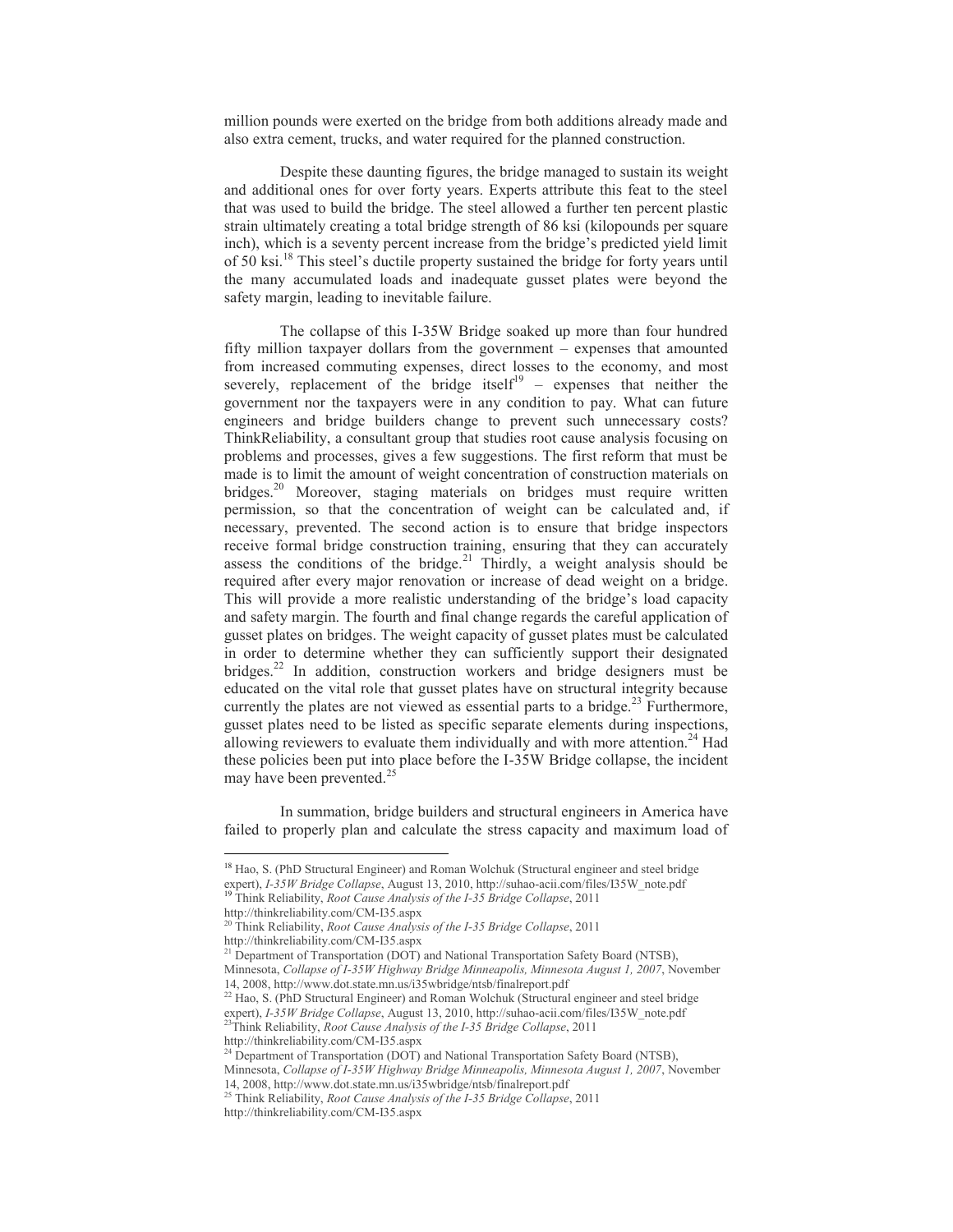million pounds were exerted on the bridge from both additions already made and also extra cement, trucks, and water required for the planned construction.

Despite these daunting figures, the bridge managed to sustain its weight and additional ones for over forty years. Experts attribute this feat to the steel that was used to build the bridge. The steel allowed a further ten percent plastic strain ultimately creating a total bridge strength of 86 ksi (kilopounds per square inch), which is a seventy percent increase from the bridge's predicted yield limit of 50 ksi.[18] This steel's ductile property sustained the bridge for forty years until the many accumulated loads and inadequate gusset plates were beyond the safety margin, leading to inevitable failure.

The collapse of this I-35W Bridge soaked up more than four hundred fifty million taxpayer dollars from the government – expenses that amounted from increased commuting expenses, direct losses to the economy, and most severely, replacement of the bridge itself[19] – expenses that neither the government nor the taxpayers were in any condition to pay. What can future engineers and bridge builders change to prevent such unnecessary costs? ThinkReliability, a consultant group that studies root cause analysis focusing on problems and processes, gives a few suggestions. The first reform that must be made is to limit the amount of weight concentration of construction materials on bridges.[20] Moreover, staging materials on bridges must require written permission, so that the concentration of weight can be calculated and, if necessary, prevented. The second action is to ensure that bridge inspectors receive formal bridge construction training, ensuring that they can accurately assess the conditions of the bridge.[21] Thirdly, a weight analysis should be required after every major renovation or increase of dead weight on a bridge. This will provide a more realistic understanding of the bridge's load capacity and safety margin. The fourth and final change regards the careful application of gusset plates on bridges. The weight capacity of gusset plates must be calculated in order to determine whether they can sufficiently support their designated bridges.[22] In addition, construction workers and bridge designers must be educated on the vital role that gusset plates have on structural integrity because currently the plates are not viewed as essential parts to a bridge.[23] Furthermore, gusset plates need to be listed as specific separate elements during inspections, allowing reviewers to evaluate them individually and with more attention.[24] Had these policies been put into place before the I-35W Bridge collapse, the incident may have been prevented.[25]

In summation, bridge builders and structural engineers in America have failed to properly plan and calculate the stress capacity and maximum load of

---

[18] Hao, S. (PhD Structural Engineer) and Roman Wolchuk (Structural engineer and steel bridge expert), *I-35W Bridge Collapse*, August 13, 2010, http://suhao-acii.com/files/I35W_note.pdf

[19] Think Reliability, *Root Cause Analysis of the I-35 Bridge Collapse*, 2011 http://thinkreliability.com/CM-I35.aspx

[20] Think Reliability, *Root Cause Analysis of the I-35 Bridge Collapse*, 2011 http://thinkreliability.com/CM-I35.aspx

[21] Department of Transportation (DOT) and National Transportation Safety Board (NTSB), Minnesota, *Collapse of I-35W Highway Bridge Minneapolis, Minnesota August 1, 2007*, November 14, 2008, http://www.dot.state.mn.us/i35wbridge/ntsb/finalreport.pdf

[22] Hao, S. (PhD Structural Engineer) and Roman Wolchuk (Structural engineer and steel bridge expert), *I-35W Bridge Collapse*, August 13, 2010, http://suhao-acii.com/files/I35W_note.pdf

[23] Think Reliability, *Root Cause Analysis of the I-35 Bridge Collapse*, 2011 http://thinkreliability.com/CM-I35.aspx

[24] Department of Transportation (DOT) and National Transportation Safety Board (NTSB), Minnesota, *Collapse of I-35W Highway Bridge Minneapolis, Minnesota August 1, 2007*, November 14, 2008, http://www.dot.state.mn.us/i35wbridge/ntsb/finalreport.pdf

[25] Think Reliability, *Root Cause Analysis of the I-35 Bridge Collapse*, 2011 http://thinkreliability.com/CM-I35.aspx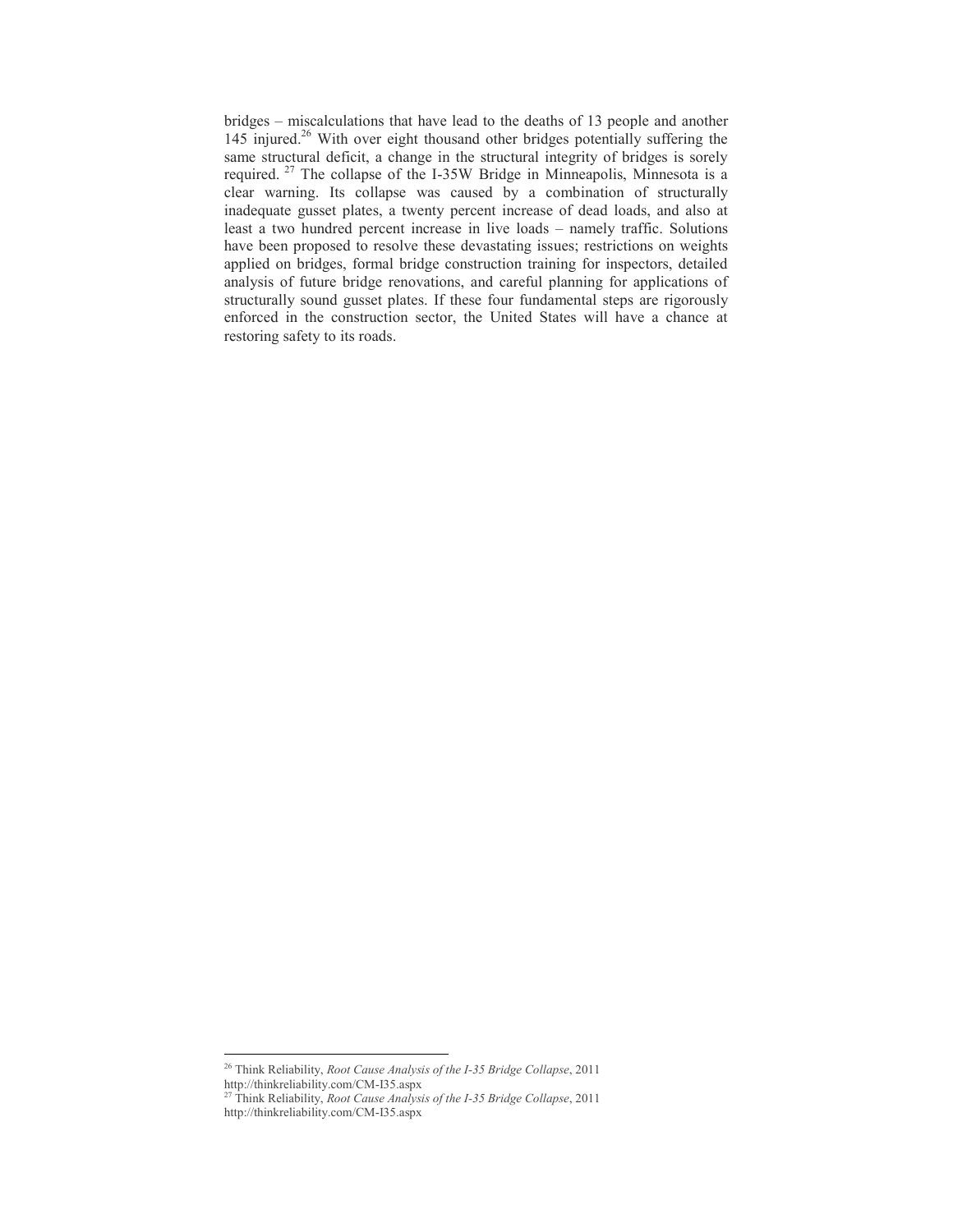bridges – miscalculations that have lead to the deaths of 13 people and another 145 injured.[26] With over eight thousand other bridges potentially suffering the same structural deficit, a change in the structural integrity of bridges is sorely required. [27] The collapse of the I-35W Bridge in Minneapolis, Minnesota is a clear warning. Its collapse was caused by a combination of structurally inadequate gusset plates, a twenty percent increase of dead loads, and also at least a two hundred percent increase in live loads – namely traffic. Solutions have been proposed to resolve these devastating issues; restrictions on weights applied on bridges, formal bridge construction training for inspectors, detailed analysis of future bridge renovations, and careful planning for applications of structurally sound gusset plates. If these four fundamental steps are rigorously enforced in the construction sector, the United States will have a chance at restoring safety to its roads.

---

[26] Think Reliability, *Root Cause Analysis of the I-35 Bridge Collapse*, 2011 http://thinkreliability.com/CM-I35.aspx

[27] Think Reliability, *Root Cause Analysis of the I-35 Bridge Collapse*, 2011 http://thinkreliability.com/CM-I35.aspx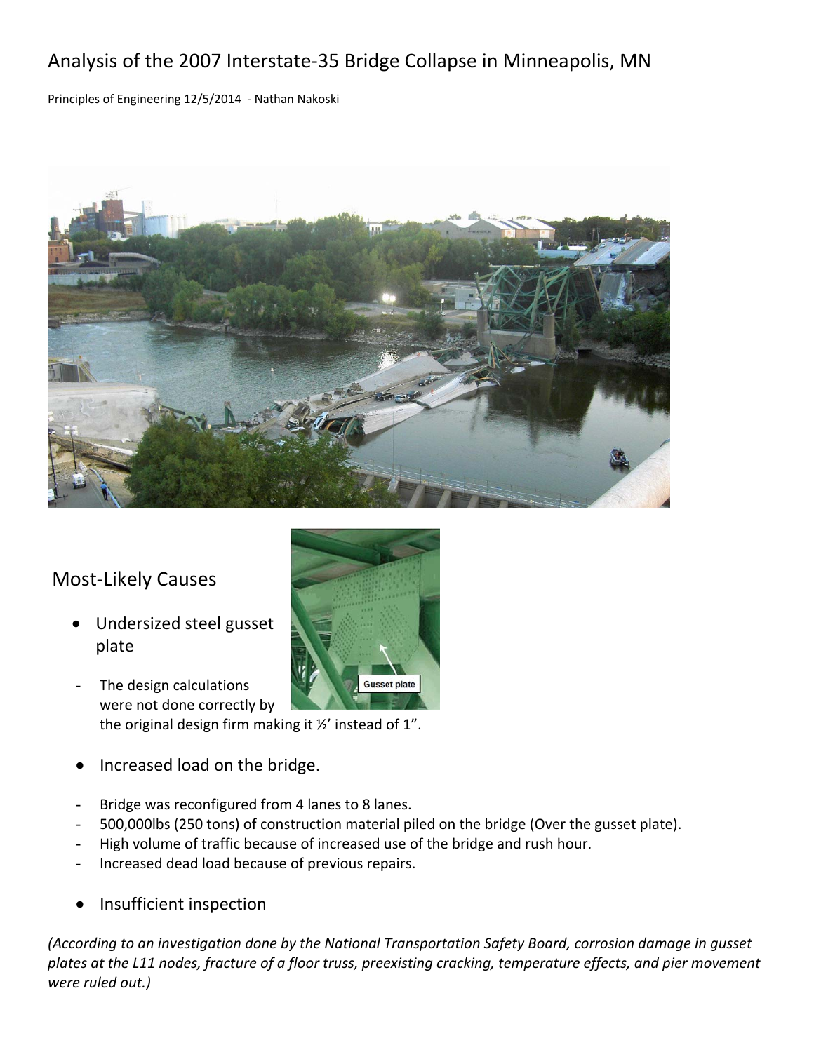# Analysis of the 2007 Interstate-35 Bridge Collapse in Minneapolis, MN

Principles of Engineering 12/5/2014 - Nathan Nakoski

## Most-Likely Causes

- Undersized steel gusset plate
  - The design calculations were not done correctly by the original design firm making it ½' instead of 1".
- Increased load on the bridge.
  - Bridge was reconfigured from 4 lanes to 8 lanes.
  - 500,000lbs (250 tons) of construction material piled on the bridge (Over the gusset plate).
  - High volume of traffic because of increased use of the bridge and rush hour.
  - Increased dead load because of previous repairs.
- Insufficient inspection

*(According to an investigation done by the National Transportation Safety Board, corrosion damage in gusset plates at the L11 nodes, fracture of a floor truss, preexisting cracking, temperature effects, and pier movement were ruled out.)*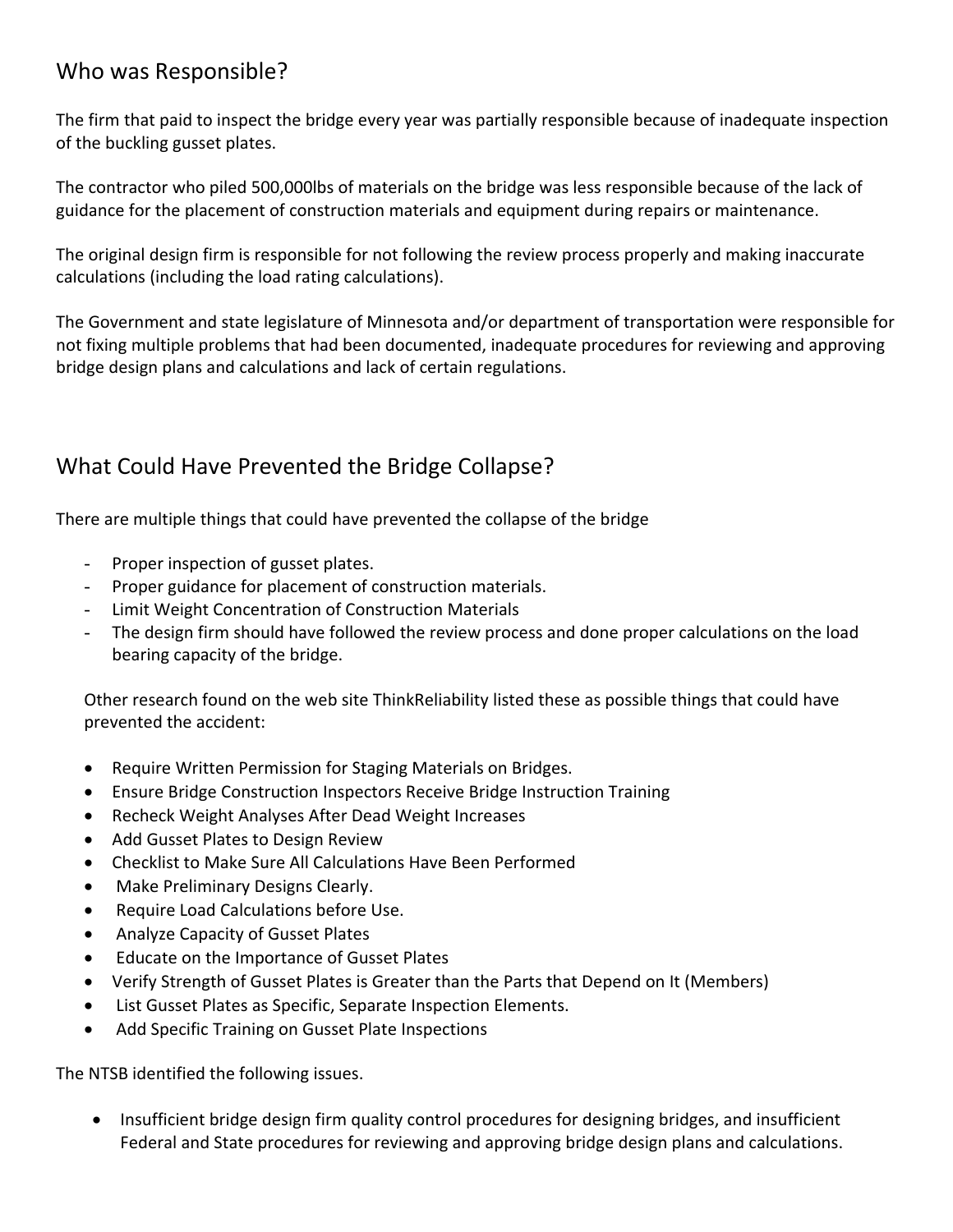## Who was Responsible?

The firm that paid to inspect the bridge every year was partially responsible because of inadequate inspection of the buckling gusset plates.

The contractor who piled 500,000lbs of materials on the bridge was less responsible because of the lack of guidance for the placement of construction materials and equipment during repairs or maintenance.

The original design firm is responsible for not following the review process properly and making inaccurate calculations (including the load rating calculations).

The Government and state legislature of Minnesota and/or department of transportation were responsible for not fixing multiple problems that had been documented, inadequate procedures for reviewing and approving bridge design plans and calculations and lack of certain regulations.

## What Could Have Prevented the Bridge Collapse?

There are multiple things that could have prevented the collapse of the bridge

- Proper inspection of gusset plates.
- Proper guidance for placement of construction materials.
- Limit Weight Concentration of Construction Materials
- The design firm should have followed the review process and done proper calculations on the load bearing capacity of the bridge.

Other research found on the web site ThinkReliability listed these as possible things that could have prevented the accident:

- Require Written Permission for Staging Materials on Bridges.
- Ensure Bridge Construction Inspectors Receive Bridge Instruction Training
- Recheck Weight Analyses After Dead Weight Increases
- Add Gusset Plates to Design Review
- Checklist to Make Sure All Calculations Have Been Performed
- Make Preliminary Designs Clearly.
- Require Load Calculations before Use.
- Analyze Capacity of Gusset Plates
- Educate on the Importance of Gusset Plates
- Verify Strength of Gusset Plates is Greater than the Parts that Depend on It (Members)
- List Gusset Plates as Specific, Separate Inspection Elements.
- Add Specific Training on Gusset Plate Inspections

The NTSB identified the following issues.

- Insufficient bridge design firm quality control procedures for designing bridges, and insufficient Federal and State procedures for reviewing and approving bridge design plans and calculations.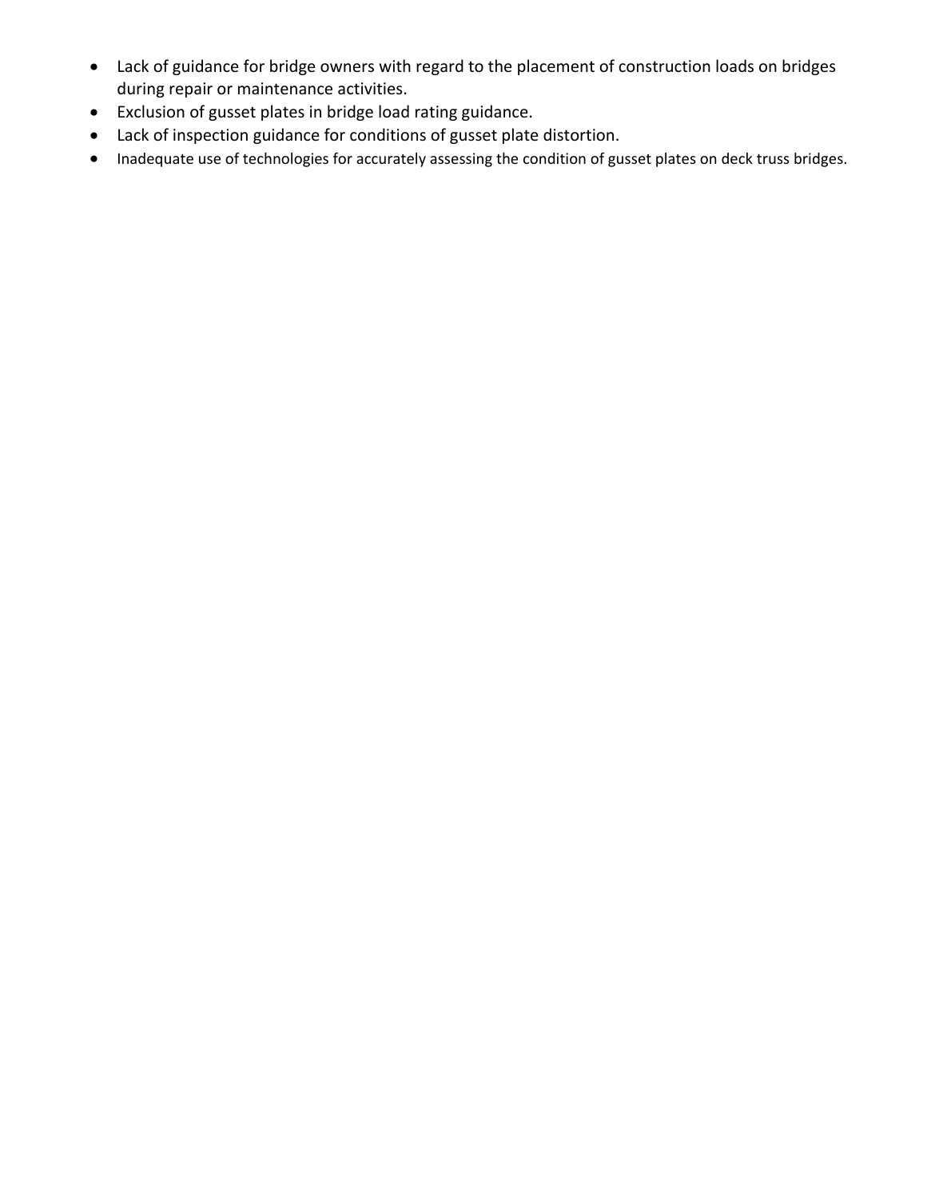- Lack of guidance for bridge owners with regard to the placement of construction loads on bridges during repair or maintenance activities.
- Exclusion of gusset plates in bridge load rating guidance.
- Lack of inspection guidance for conditions of gusset plate distortion.
- Inadequate use of technologies for accurately assessing the condition of gusset plates on deck truss bridges.